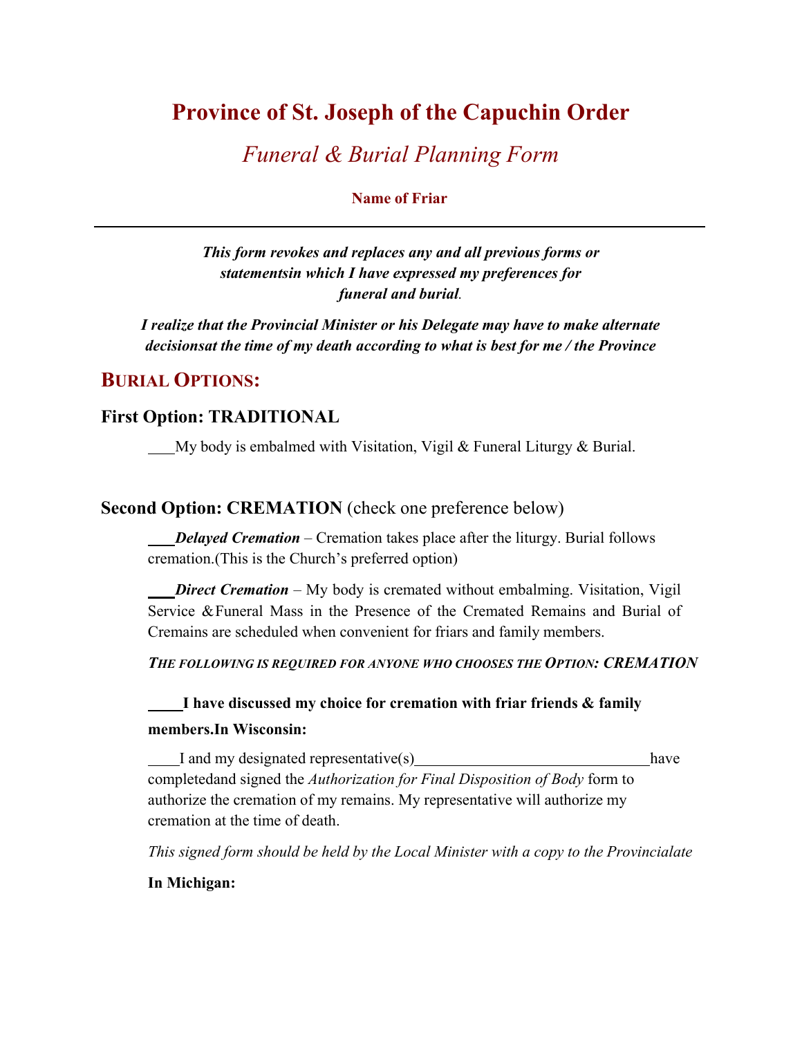# Province of St. Joseph of the Capuchin Order

## *Funeral & Burial Planning Form*

**Name of Friar**

---

***This form revokes and replaces any and all previous forms or statementsin which I have expressed my preferences for funeral and burial.***

***I realize that the Provincial Minister or his Delegate may have to make alternate decisionsat the time of my death according to what is best for me / the Province***

## BURIAL OPTIONS:

### First Option: TRADITIONAL

____My body is embalmed with Visitation, Vigil & Funeral Liturgy & Burial.

### Second Option: CREMATION (check one preference below)

____***Delayed Cremation*** – Cremation takes place after the liturgy. Burial follows cremation.(This is the Church's preferred option)

____***Direct Cremation*** – My body is cremated without embalming. Visitation, Vigil Service &Funeral Mass in the Presence of the Cremated Remains and Burial of Cremains are scheduled when convenient for friars and family members.

***THE FOLLOWING IS REQUIRED FOR ANYONE WHO CHOOSES THE OPTION: CREMATION***

**_____I have discussed my choice for cremation with friar friends & family members.In Wisconsin:**

____I and my designated representative(s)______________________________have completedand signed the *Authorization for Final Disposition of Body* form to authorize the cremation of my remains. My representative will authorize my cremation at the time of death.

*This signed form should be held by the Local Minister with a copy to the Provincialate*

**In Michigan:**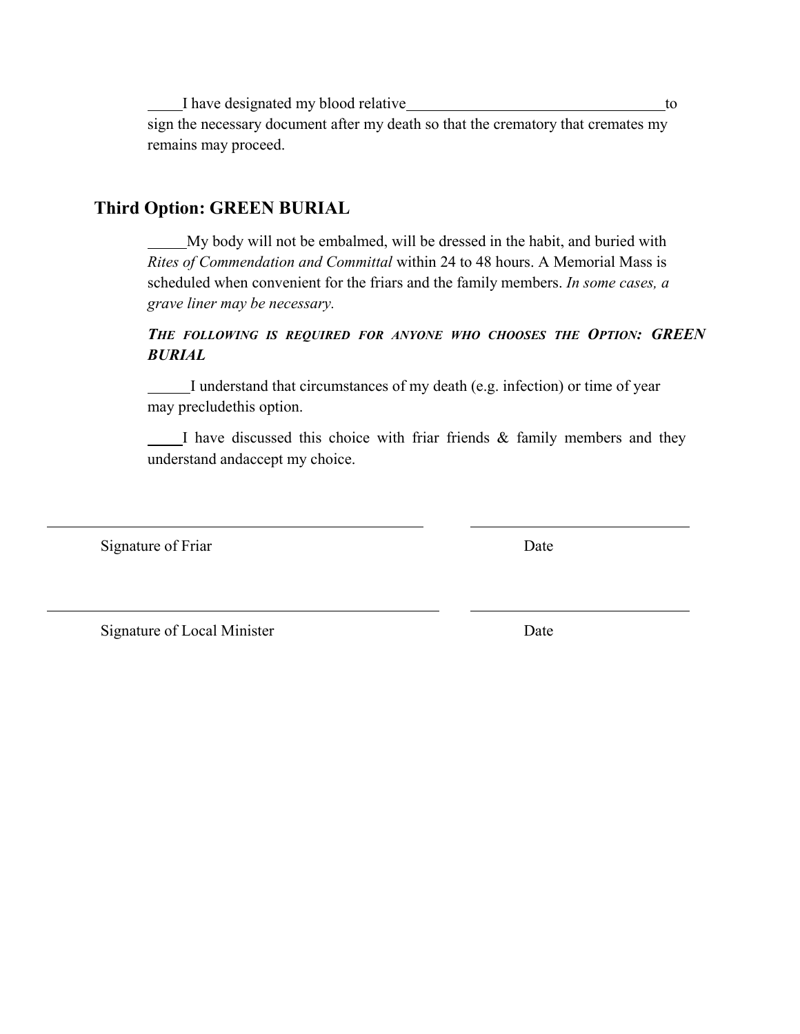_____I have designated my blood relative___________________________________to sign the necessary document after my death so that the crematory that cremates my remains may proceed.

## Third Option: GREEN BURIAL

_____My body will not be embalmed, will be dressed in the habit, and buried with *Rites of Commendation and Committal* within 24 to 48 hours. A Memorial Mass is scheduled when convenient for the friars and the family members. *In some cases, a grave liner may be necessary.*

***THE FOLLOWING IS REQUIRED FOR ANYONE WHO CHOOSES THE OPTION: GREEN BURIAL***

______I understand that circumstances of my death (e.g. infection) or time of year may precludethis option.

_____I have discussed this choice with friar friends & family members and they understand andaccept my choice.

_______________________________________________ _____________________________

Signature of Friar Date

_______________________________________________ _____________________________

Signature of Local Minister Date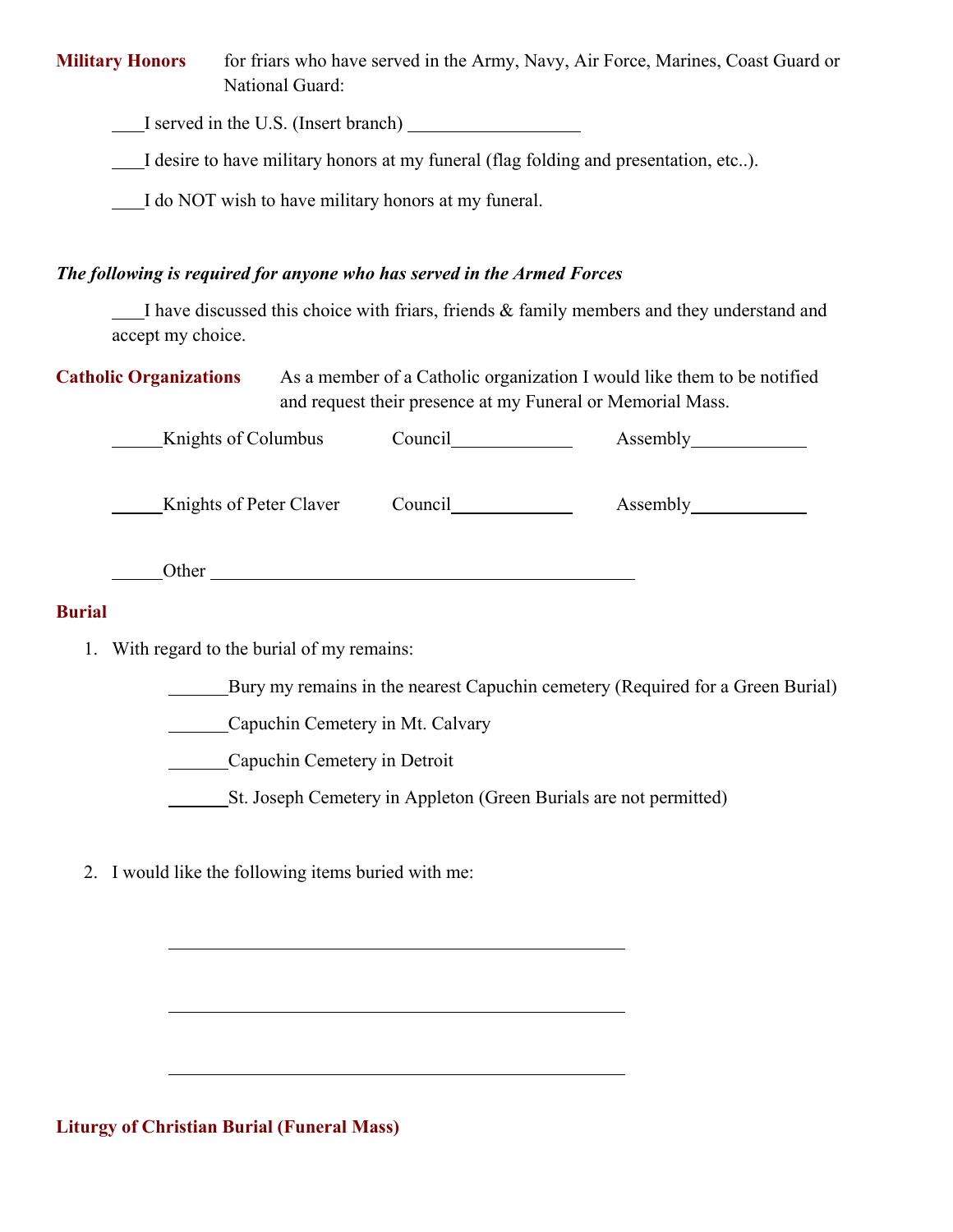**Military Honors** for friars who have served in the Army, Navy, Air Force, Marines, Coast Guard or National Guard:

___I served in the U.S. (Insert branch) ___________________

___I desire to have military honors at my funeral (flag folding and presentation, etc..).

___I do NOT wish to have military honors at my funeral.

***The following is required for anyone who has served in the Armed Forces***

___I have discussed this choice with friars, friends & family members and they understand and accept my choice.

**Catholic Organizations** As a member of a Catholic organization I would like them to be notified and request their presence at my Funeral or Memorial Mass.

_____Knights of Columbus Council_____________ Assembly____________

_____Knights of Peter Claver Council_____________ Assembly____________

_____Other ______________________________________________

**Burial**

1. With regard to the burial of my remains:

   _______Bury my remains in the nearest Capuchin cemetery (Required for a Green Burial)

   _______Capuchin Cemetery in Mt. Calvary

   _______Capuchin Cemetery in Detroit

   _______St. Joseph Cemetery in Appleton (Green Burials are not permitted)

2. I would like the following items buried with me:

   ____________________________________________________

   ____________________________________________________

   ____________________________________________________

**Liturgy of Christian Burial (Funeral Mass)**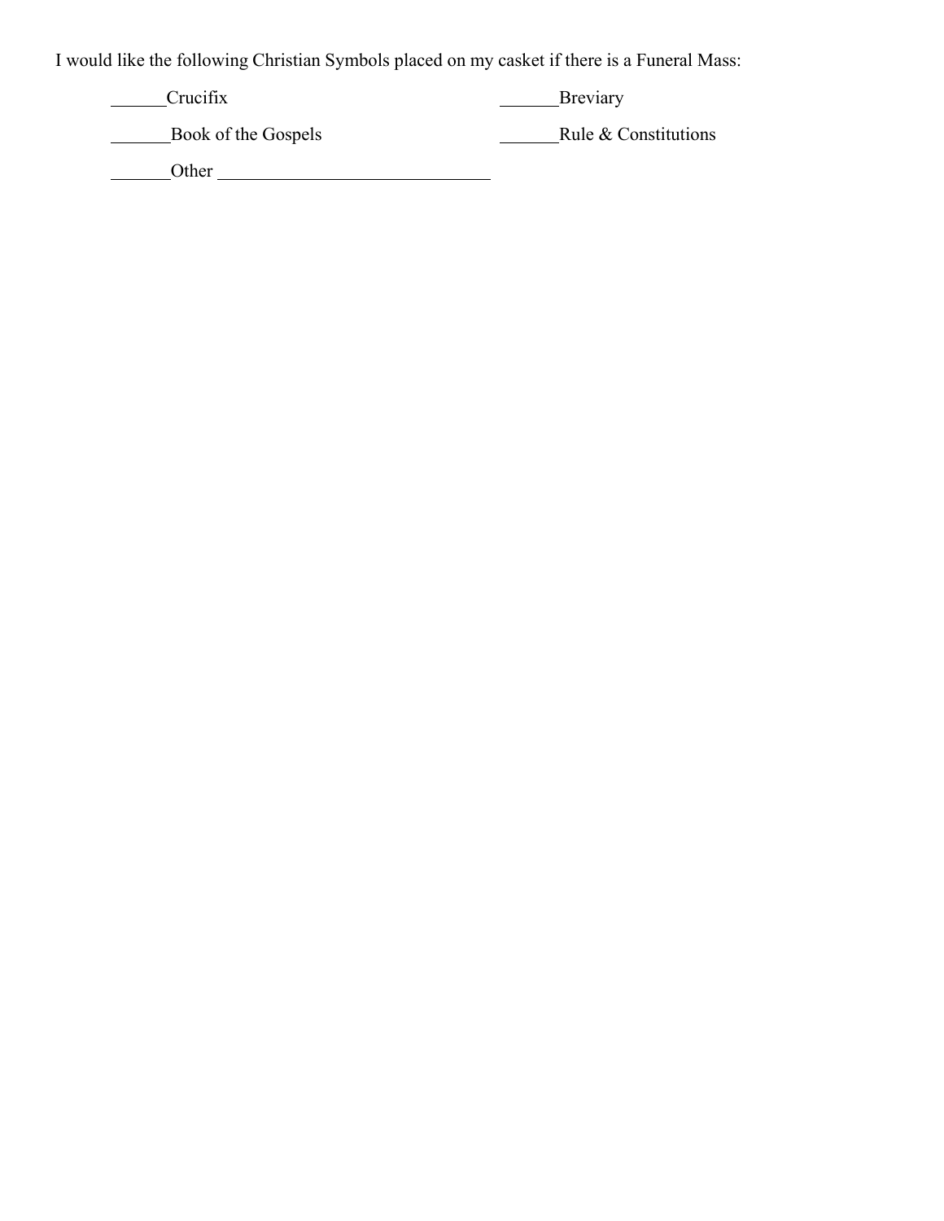I would like the following Christian Symbols placed on my casket if there is a Funeral Mass:

______Crucifix ______Breviary

______Book of the Gospels ______Rule & Constitutions

______Other ______________________________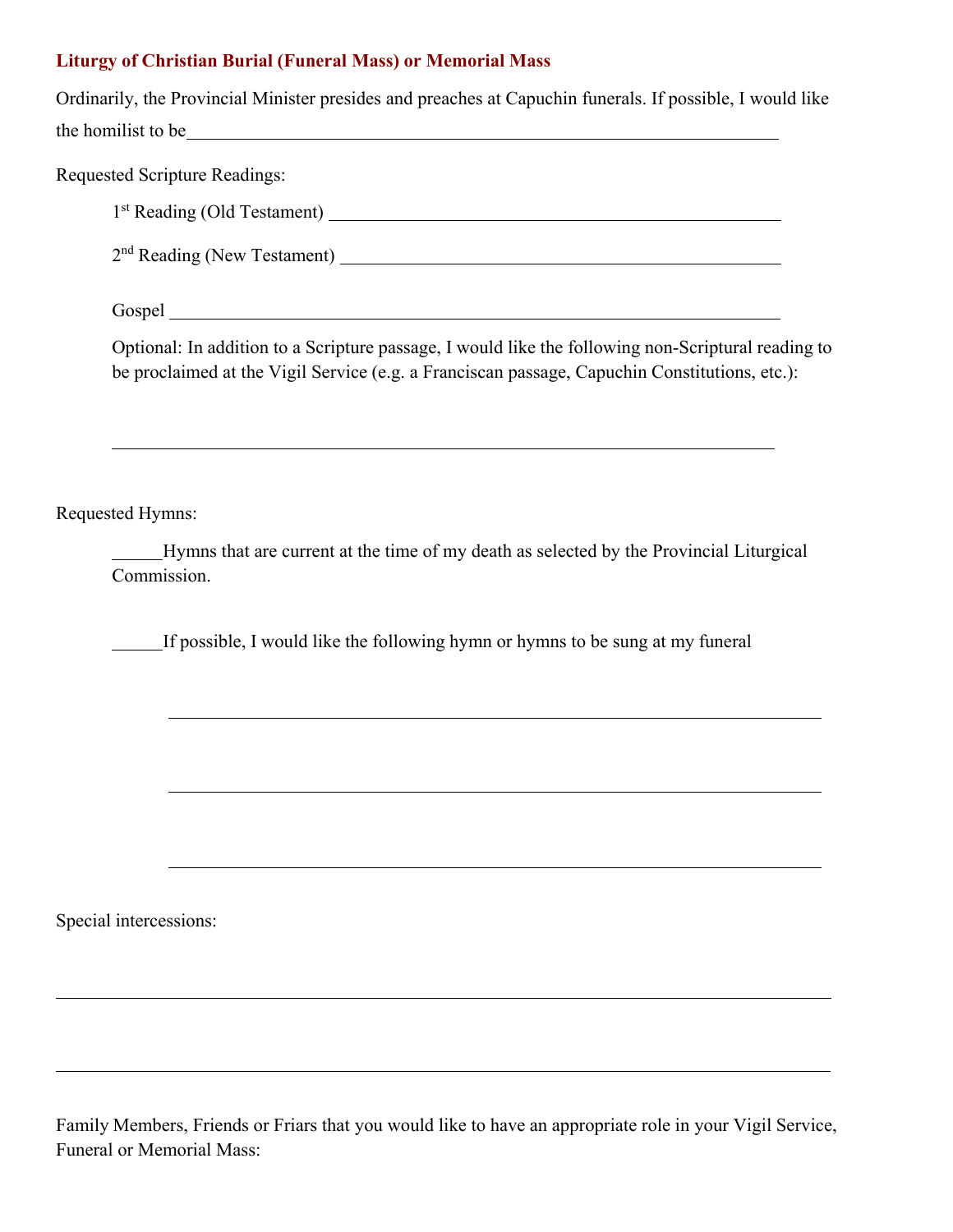### Liturgy of Christian Burial (Funeral Mass) or Memorial Mass

Ordinarily, the Provincial Minister presides and preaches at Capuchin funerals. If possible, I would like the homilist to be\_\_\_\_\_\_\_\_\_\_\_\_\_\_\_\_\_\_\_\_\_\_\_\_\_\_\_\_\_\_\_\_\_\_\_\_\_\_\_\_\_\_\_\_\_\_\_\_

Requested Scripture Readings:

> 1st Reading (Old Testament) \_\_\_\_\_\_\_\_\_\_\_\_\_\_\_\_\_\_\_\_\_\_\_\_\_\_\_\_\_\_\_\_\_\_\_\_\_
>
> 2nd Reading (New Testament) \_\_\_\_\_\_\_\_\_\_\_\_\_\_\_\_\_\_\_\_\_\_\_\_\_\_\_\_\_\_\_\_\_\_\_\_
>
> Gospel \_\_\_\_\_\_\_\_\_\_\_\_\_\_\_\_\_\_\_\_\_\_\_\_\_\_\_\_\_\_\_\_\_\_\_\_\_\_\_\_\_\_\_\_\_\_\_\_\_\_
>
> Optional: In addition to a Scripture passage, I would like the following non-Scriptural reading to be proclaimed at the Vigil Service (e.g. a Franciscan passage, Capuchin Constitutions, etc.):
>
> \_\_\_\_\_\_\_\_\_\_\_\_\_\_\_\_\_\_\_\_\_\_\_\_\_\_\_\_\_\_\_\_\_\_\_\_\_\_\_\_\_\_\_\_\_\_\_\_\_\_\_\_\_\_\_\_

Requested Hymns:

> \_\_\_\_\_\_Hymns that are current at the time of my death as selected by the Provincial Liturgical Commission.
>
> \_\_\_\_\_\_If possible, I would like the following hymn or hymns to be sung at my funeral
>
> \_\_\_\_\_\_\_\_\_\_\_\_\_\_\_\_\_\_\_\_\_\_\_\_\_\_\_\_\_\_\_\_\_\_\_\_\_\_\_\_\_\_\_\_\_\_\_\_\_\_\_\_\_\_\_\_
>
> \_\_\_\_\_\_\_\_\_\_\_\_\_\_\_\_\_\_\_\_\_\_\_\_\_\_\_\_\_\_\_\_\_\_\_\_\_\_\_\_\_\_\_\_\_\_\_\_\_\_\_\_\_\_\_\_
>
> \_\_\_\_\_\_\_\_\_\_\_\_\_\_\_\_\_\_\_\_\_\_\_\_\_\_\_\_\_\_\_\_\_\_\_\_\_\_\_\_\_\_\_\_\_\_\_\_\_\_\_\_\_\_\_\_

Special intercessions:

\_\_\_\_\_\_\_\_\_\_\_\_\_\_\_\_\_\_\_\_\_\_\_\_\_\_\_\_\_\_\_\_\_\_\_\_\_\_\_\_\_\_\_\_\_\_\_\_\_\_\_\_\_\_\_\_\_\_\_\_\_\_\_\_

\_\_\_\_\_\_\_\_\_\_\_\_\_\_\_\_\_\_\_\_\_\_\_\_\_\_\_\_\_\_\_\_\_\_\_\_\_\_\_\_\_\_\_\_\_\_\_\_\_\_\_\_\_\_\_\_\_\_\_\_\_\_\_\_

Family Members, Friends or Friars that you would like to have an appropriate role in your Vigil Service, Funeral or Memorial Mass: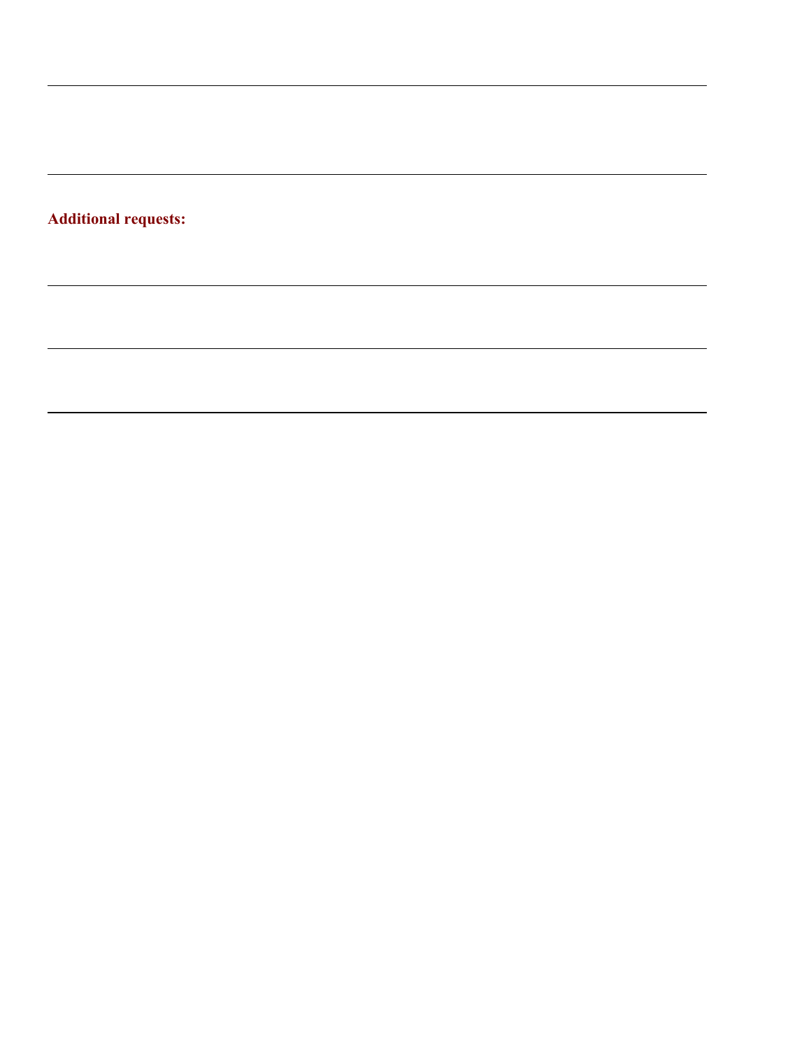**Additional requests:**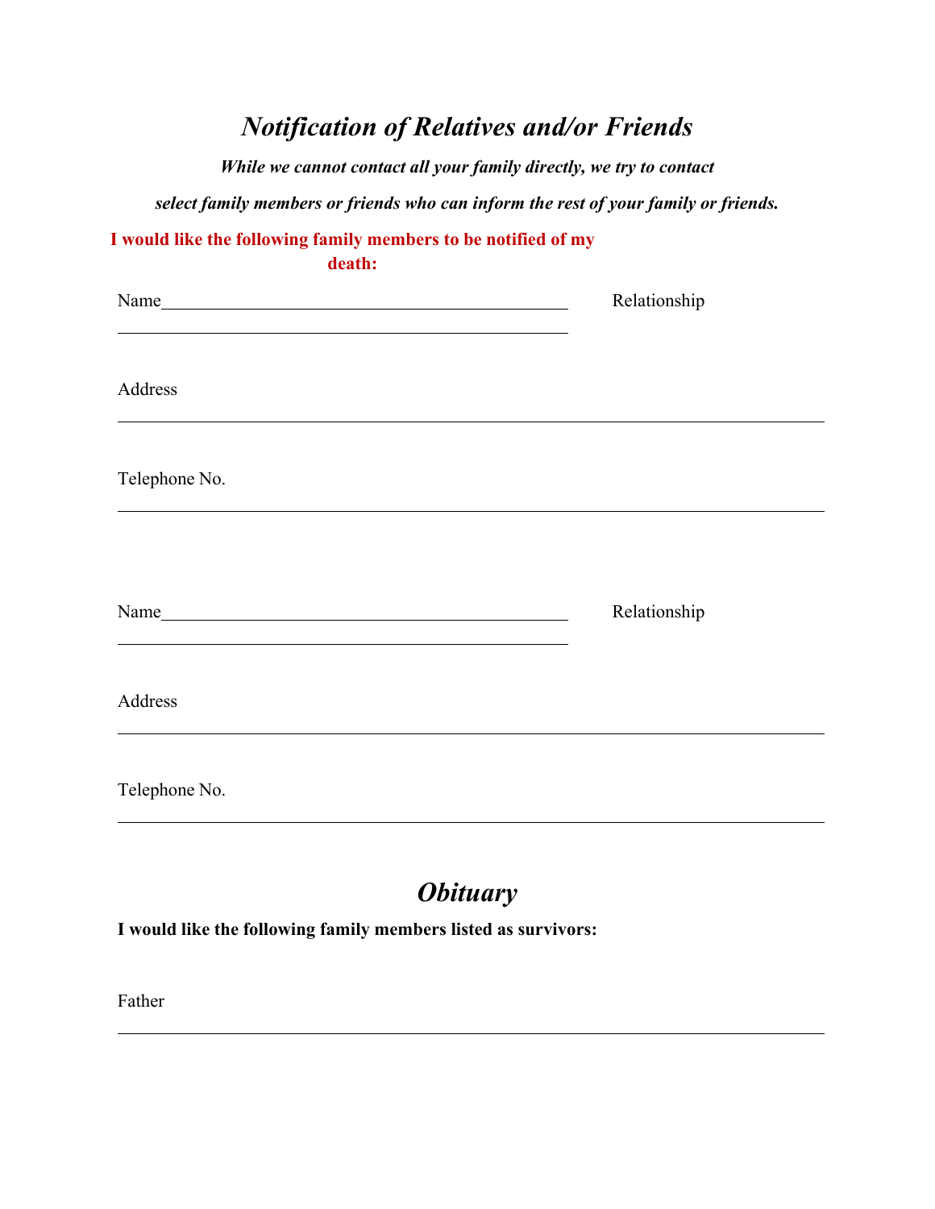# *Notification of Relatives and/or Friends*

***While we cannot contact all your family directly, we try to contact***

***select family members or friends who can inform the rest of your family or friends.***

**I would like the following family members to be notified of my death:**

Name\_\_\_\_\_\_\_\_\_\_\_\_\_\_\_\_\_\_\_\_\_\_\_\_\_\_\_\_\_\_\_\_\_\_\_\_\_\_\_\_\_\_\_\_ Relationship \_\_\_\_\_\_\_\_\_\_\_\_\_\_\_\_\_\_\_\_\_\_\_\_\_\_\_\_\_\_\_\_\_\_\_\_\_\_\_\_\_\_\_\_

Address \_\_\_\_\_\_\_\_\_\_\_\_\_\_\_\_\_\_\_\_\_\_\_\_\_\_\_\_\_\_\_\_\_\_\_\_\_\_\_\_\_\_\_\_\_\_\_\_\_\_\_\_\_\_\_\_\_\_\_\_\_\_\_\_\_\_\_\_\_\_

Telephone No. \_\_\_\_\_\_\_\_\_\_\_\_\_\_\_\_\_\_\_\_\_\_\_\_\_\_\_\_\_\_\_\_\_\_\_\_\_\_\_\_\_\_\_\_\_\_\_\_\_\_\_\_\_\_\_\_\_\_\_\_\_\_\_\_\_\_\_\_\_\_

Name\_\_\_\_\_\_\_\_\_\_\_\_\_\_\_\_\_\_\_\_\_\_\_\_\_\_\_\_\_\_\_\_\_\_\_\_\_\_\_\_\_\_\_\_ Relationship \_\_\_\_\_\_\_\_\_\_\_\_\_\_\_\_\_\_\_\_\_\_\_\_\_\_\_\_\_\_\_\_\_\_\_\_\_\_\_\_\_\_\_\_

Address \_\_\_\_\_\_\_\_\_\_\_\_\_\_\_\_\_\_\_\_\_\_\_\_\_\_\_\_\_\_\_\_\_\_\_\_\_\_\_\_\_\_\_\_\_\_\_\_\_\_\_\_\_\_\_\_\_\_\_\_\_\_\_\_\_\_\_\_\_\_

Telephone No. \_\_\_\_\_\_\_\_\_\_\_\_\_\_\_\_\_\_\_\_\_\_\_\_\_\_\_\_\_\_\_\_\_\_\_\_\_\_\_\_\_\_\_\_\_\_\_\_\_\_\_\_\_\_\_\_\_\_\_\_\_\_\_\_\_\_\_\_\_\_

# *Obituary*

**I would like the following family members listed as survivors:**

Father \_\_\_\_\_\_\_\_\_\_\_\_\_\_\_\_\_\_\_\_\_\_\_\_\_\_\_\_\_\_\_\_\_\_\_\_\_\_\_\_\_\_\_\_\_\_\_\_\_\_\_\_\_\_\_\_\_\_\_\_\_\_\_\_\_\_\_\_\_\_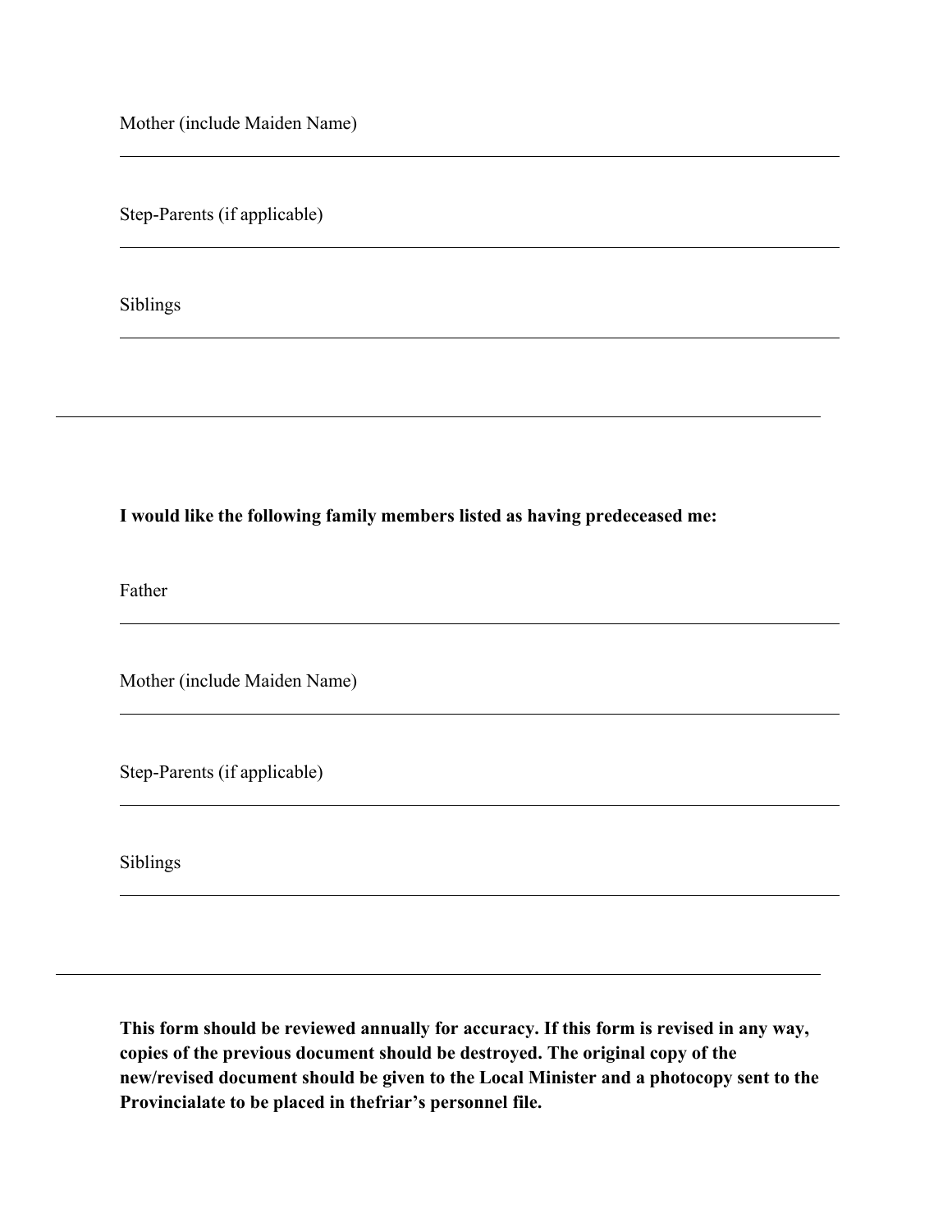Mother (include Maiden Name)

_______________________________________________________________________________

Step-Parents (if applicable)

_______________________________________________________________________________

Siblings

_______________________________________________________________________________

---

**I would like the following family members listed as having predeceased me:**

Father

_______________________________________________________________________________

Mother (include Maiden Name)

_______________________________________________________________________________

Step-Parents (if applicable)

_______________________________________________________________________________

Siblings

_______________________________________________________________________________

---

**This form should be reviewed annually for accuracy. If this form is revised in any way, copies of the previous document should be destroyed. The original copy of the new/revised document should be given to the Local Minister and a photocopy sent to the Provincialate to be placed in thefriar's personnel file.**